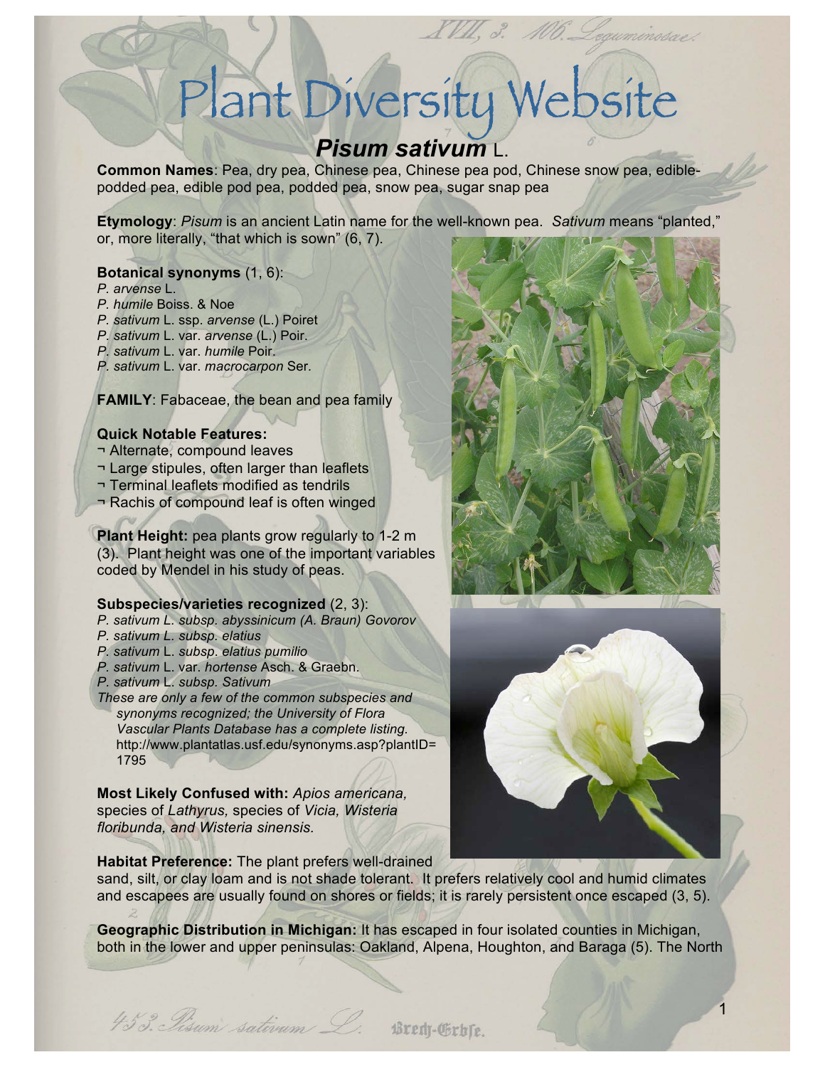# Plant Diversity Website

## *Pisum sativum* L.

**Common Names**: Pea, dry pea, Chinese pea, Chinese pea pod, Chinese snow pea, edible-podded pea, edible pod pea, podded pea, snow pea, sugar snap pea

**Etymology**: *Pisum* is an ancient Latin name for the well-known pea. *Sativum* means "planted," or, more literally, "that which is sown" (6, 7).

**Botanical synonyms** (1, 6):

*P. arvense* L.
*P. humile* Boiss. & Noe
*P. sativum* L. ssp. *arvense* (L.) Poiret
*P. sativum* L. var. *arvense* (L.) Poir.
*P. sativum* L. var. *humile* Poir.
*P. sativum* L. var. *macrocarpon* Ser.

**FAMILY**: Fabaceae, the bean and pea family

**Quick Notable Features:**

¬ Alternate, compound leaves
¬ Large stipules, often larger than leaflets
¬ Terminal leaflets modified as tendrils
¬ Rachis of compound leaf is often winged

**Plant Height:** pea plants grow regularly to 1-2 m (3). Plant height was one of the important variables coded by Mendel in his study of peas.

**Subspecies/varieties recognized** (2, 3):

*P. sativum L. subsp. abyssinicum (A. Braun) Govorov*
*P. sativum L. subsp. elatius*
*P. sativum* L. *subsp. elatius pumilio*
*P. sativum* L. var. *hortense* Asch. & Graebn.
*P. sativum* L. *subsp. Sativum*
*These are only a few of the common subspecies and synonyms recognized; the University of Flora Vascular Plants Database has a complete listing.* http://www.plantatlas.usf.edu/synonyms.asp?plantID=1795

**Most Likely Confused with:** *Apios americana,* species of *Lathyrus,* species of *Vicia, Wisteria floribunda, and Wisteria sinensis.*

**Habitat Preference:** The plant prefers well-drained sand, silt, or clay loam and is not shade tolerant. It prefers relatively cool and humid climates and escapees are usually found on shores or fields; it is rarely persistent once escaped (3, 5).

**Geographic Distribution in Michigan:** It has escaped in four isolated counties in Michigan, both in the lower and upper peninsulas: Oakland, Alpena, Houghton, and Baraga (5). The North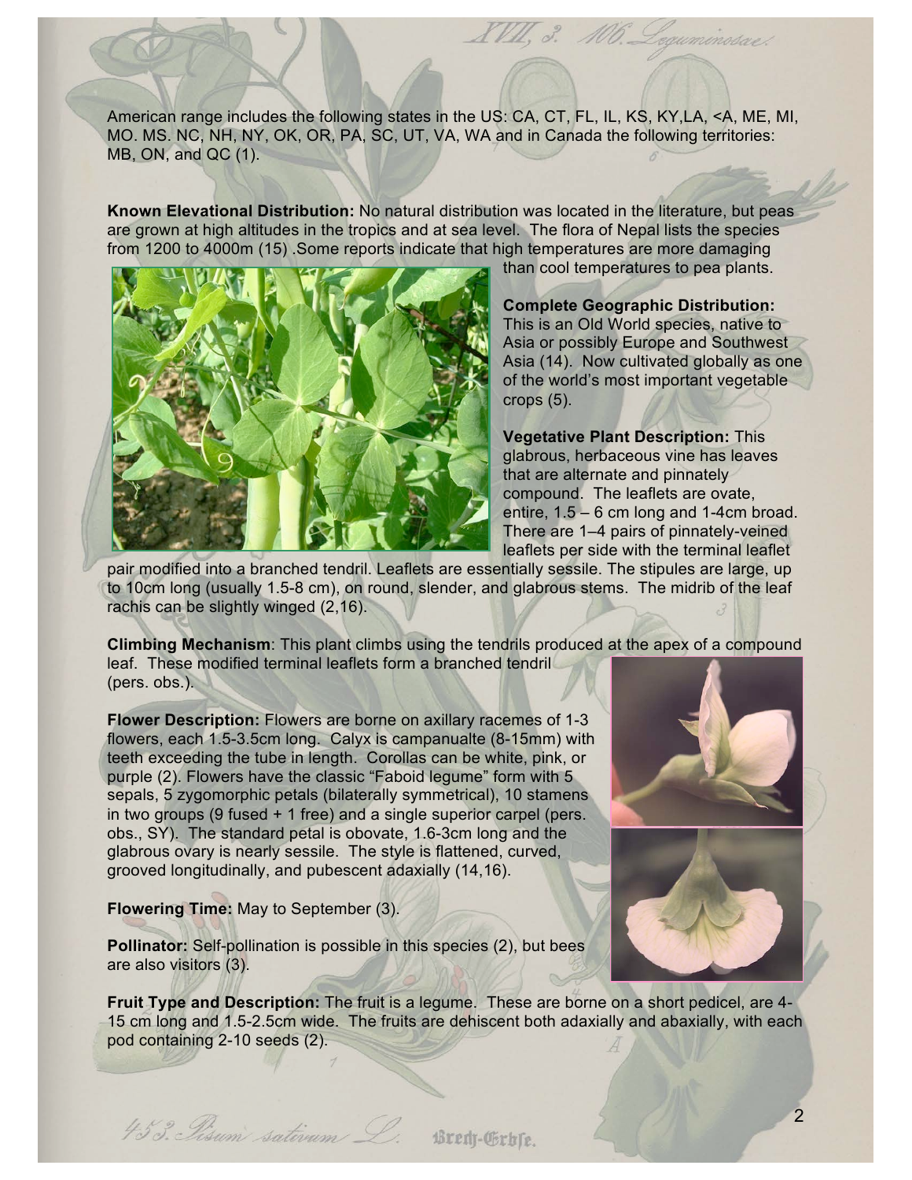American range includes the following states in the US: CA, CT, FL, IL, KS, KY,LA, <A, ME, MI, MO. MS. NC, NH, NY, OK, OR, PA, SC, UT, VA, WA and in Canada the following territories: MB, ON, and QC (1).

**Known Elevational Distribution:** No natural distribution was located in the literature, but peas are grown at high altitudes in the tropics and at sea level. The flora of Nepal lists the species from 1200 to 4000m (15) .Some reports indicate that high temperatures are more damaging than cool temperatures to pea plants.

**Complete Geographic Distribution:** This is an Old World species, native to Asia or possibly Europe and Southwest Asia (14). Now cultivated globally as one of the world's most important vegetable crops (5).

**Vegetative Plant Description:** This glabrous, herbaceous vine has leaves that are alternate and pinnately compound. The leaflets are ovate, entire, 1.5 – 6 cm long and 1-4cm broad. There are 1–4 pairs of pinnately-veined leaflets per side with the terminal leaflet pair modified into a branched tendril. Leaflets are essentially sessile. The stipules are large, up to 10cm long (usually 1.5-8 cm), on round, slender, and glabrous stems. The midrib of the leaf rachis can be slightly winged (2,16).

**Climbing Mechanism**: This plant climbs using the tendrils produced at the apex of a compound leaf. These modified terminal leaflets form a branched tendril (pers. obs.).

**Flower Description:** Flowers are borne on axillary racemes of 1-3 flowers, each 1.5-3.5cm long. Calyx is campanualte (8-15mm) with teeth exceeding the tube in length. Corollas can be white, pink, or purple (2). Flowers have the classic "Faboid legume" form with 5 sepals, 5 zygomorphic petals (bilaterally symmetrical), 10 stamens in two groups (9 fused + 1 free) and a single superior carpel (pers. obs., SY). The standard petal is obovate, 1.6-3cm long and the glabrous ovary is nearly sessile. The style is flattened, curved, grooved longitudinally, and pubescent adaxially (14,16).

**Flowering Time:** May to September (3).

**Pollinator:** Self-pollination is possible in this species (2), but bees are also visitors (3).

**Fruit Type and Description:** The fruit is a legume. These are borne on a short pedicel, are 4-15 cm long and 1.5-2.5cm wide. The fruits are dehiscent both adaxially and abaxially, with each pod containing 2-10 seeds (2).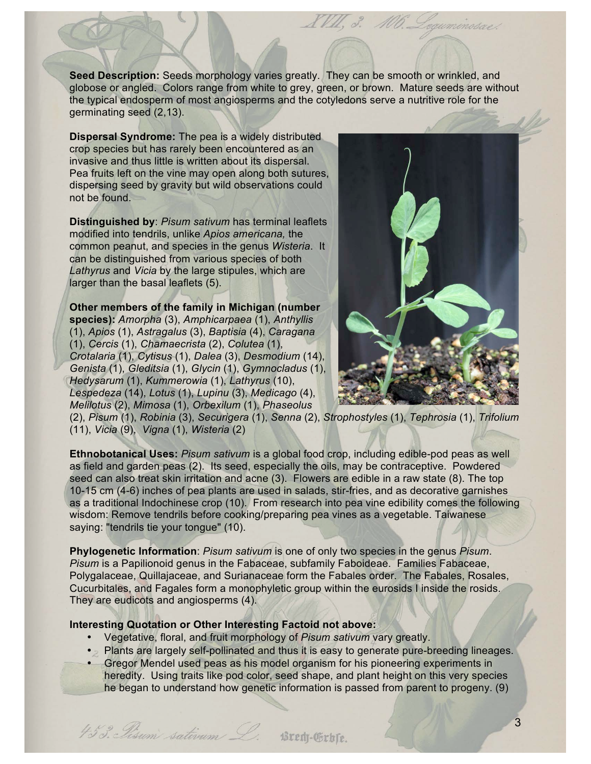**Seed Description:** Seeds morphology varies greatly. They can be smooth or wrinkled, and globose or angled. Colors range from white to grey, green, or brown. Mature seeds are without the typical endosperm of most angiosperms and the cotyledons serve a nutritive role for the germinating seed (2,13).

**Dispersal Syndrome:** The pea is a widely distributed crop species but has rarely been encountered as an invasive and thus little is written about its dispersal. Pea fruits left on the vine may open along both sutures, dispersing seed by gravity but wild observations could not be found.

**Distinguished by**: *Pisum sativum* has terminal leaflets modified into tendrils, unlike *Apios americana,* the common peanut, and species in the genus *Wisteria*. It can be distinguished from various species of both *Lathyrus* and *Vicia* by the large stipules, which are larger than the basal leaflets (5).

**Other members of the family in Michigan (number species):** *Amorpha* (3), *Amphicarpaea* (1), *Anthyllis* (1), *Apios* (1), *Astragalus* (3), *Baptisia* (4), *Caragana* (1), *Cercis* (1), *Chamaecrista* (2), *Colutea* (1), *Crotalaria* (1), *Cytisus* (1), *Dalea* (3), *Desmodium* (14), *Genista* (1), *Gleditsia* (1), *Glycin* (1), *Gymnocladus* (1), *Hedysarum* (1), *Kummerowia* (1), *Lathyrus* (10), *Lespedeza* (14), *Lotus* (1), *Lupinu* (3), *Medicago* (4), *Melilotus* (2), *Mimosa* (1), *Orbexilum* (1), *Phaseolus* (2), *Pisum* (1), *Robinia* (3), *Securigera* (1), *Senna* (2), *Strophostyles* (1), *Tephrosia* (1), *Trifolium* (11), *Vicia* (9), *Vigna* (1), *Wisteria* (2)

**Ethnobotanical Uses:** *Pisum sativum* is a global food crop, including edible-pod peas as well as field and garden peas (2). Its seed, especially the oils, may be contraceptive. Powdered seed can also treat skin irritation and acne (3). Flowers are edible in a raw state (8). The top 10-15 cm (4-6) inches of pea plants are used in salads, stir-fries, and as decorative garnishes as a traditional Indochinese crop (10). From research into pea vine edibility comes the following wisdom: Remove tendrils before cooking/preparing pea vines as a vegetable. Taiwanese saying: "tendrils tie your tongue" (10).

**Phylogenetic Information**: *Pisum sativum* is one of only two species in the genus *Pisum*. *Pisum* is a Papilionoid genus in the Fabaceae, subfamily Faboideae. Families Fabaceae, Polygalaceae, Quillajaceae, and Surianaceae form the Fabales order. The Fabales, Rosales, Cucurbitales, and Fagales form a monophyletic group within the eurosids I inside the rosids. They are eudicots and angiosperms (4).

**Interesting Quotation or Other Interesting Factoid not above:**

- Vegetative, floral, and fruit morphology of *Pisum sativum* vary greatly.
- Plants are largely self-pollinated and thus it is easy to generate pure-breeding lineages.
- Gregor Mendel used peas as his model organism for his pioneering experiments in heredity. Using traits like pod color, seed shape, and plant height on this very species he began to understand how genetic information is passed from parent to progeny. (9)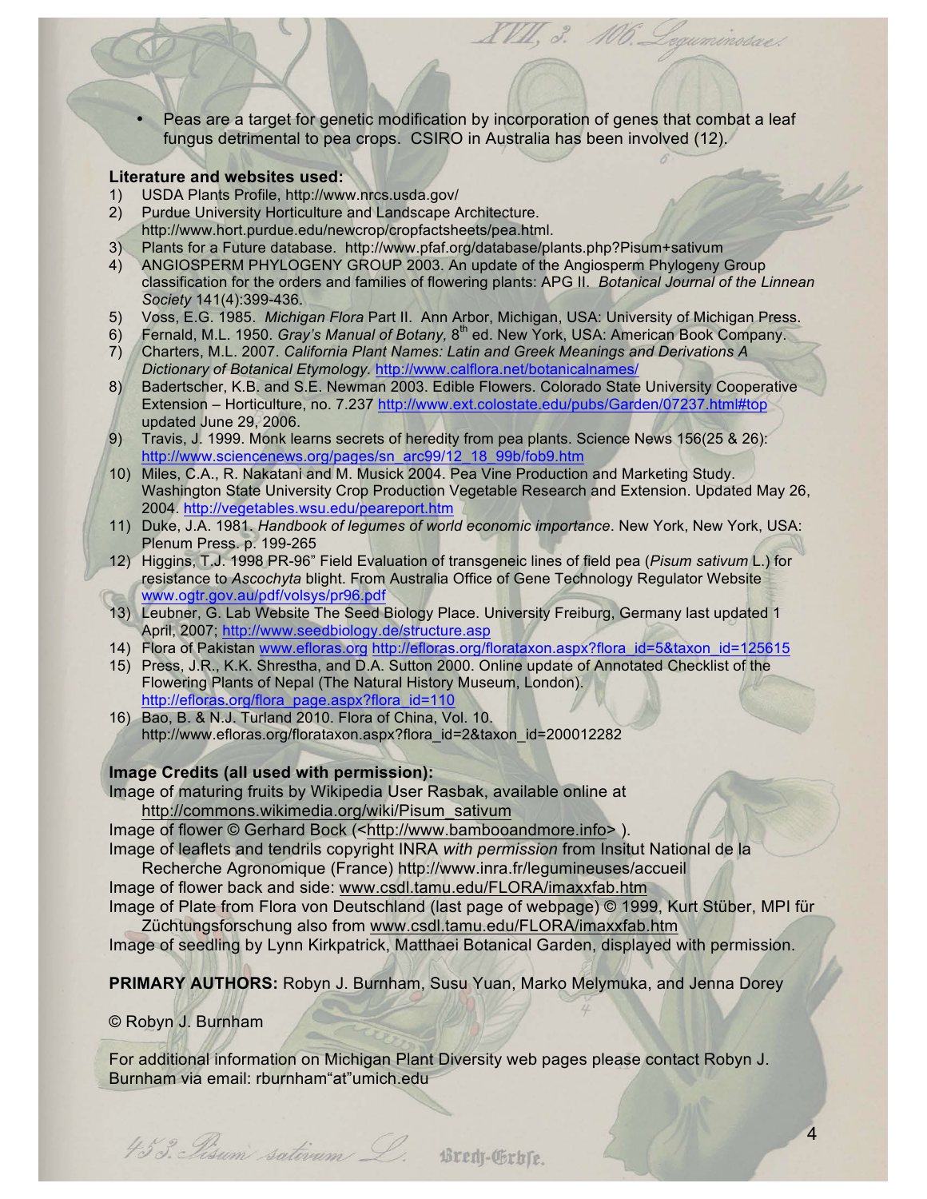- Peas are a target for genetic modification by incorporation of genes that combat a leaf fungus detrimental to pea crops. CSIRO in Australia has been involved (12).

**Literature and websites used:**

1) USDA Plants Profile, http://www.nrcs.usda.gov/
2) Purdue University Horticulture and Landscape Architecture. http://www.hort.purdue.edu/newcrop/cropfactsheets/pea.html.
3) Plants for a Future database. http://www.pfaf.org/database/plants.php?Pisum+sativum
4) ANGIOSPERM PHYLOGENY GROUP 2003. An update of the Angiosperm Phylogeny Group classification for the orders and families of flowering plants: APG II. *Botanical Journal of the Linnean Society* 141(4):399-436.
5) Voss, E.G. 1985. *Michigan Flora* Part II. Ann Arbor, Michigan, USA: University of Michigan Press.
6) Fernald, M.L. 1950. *Gray's Manual of Botany,* 8th ed. New York, USA: American Book Company.
7) Charters, M.L. 2007. *California Plant Names: Latin and Greek Meanings and Derivations A Dictionary of Botanical Etymology.* http://www.calflora.net/botanicalnames/
8) Badertscher, K.B. and S.E. Newman 2003. Edible Flowers. Colorado State University Cooperative Extension – Horticulture, no. 7.237 http://www.ext.colostate.edu/pubs/Garden/07237.html#top updated June 29, 2006.
9) Travis, J. 1999. Monk learns secrets of heredity from pea plants. Science News 156(25 & 26): http://www.sciencenews.org/pages/sn_arc99/12_18_99b/fob9.htm
10) Miles, C.A., R. Nakatani and M. Musick 2004. Pea Vine Production and Marketing Study. Washington State University Crop Production Vegetable Research and Extension. Updated May 26, 2004. http://vegetables.wsu.edu/peareport.htm
11) Duke, J.A. 1981. *Handbook of legumes of world economic importance*. New York, New York, USA: Plenum Press. p. 199-265
12) Higgins, T.J. 1998 PR-96" Field Evaluation of transgeneic lines of field pea (*Pisum sativum* L.) for resistance to *Ascochyta* blight. From Australia Office of Gene Technology Regulator Website www.ogtr.gov.au/pdf/volsys/pr96.pdf
13) Leubner, G. Lab Website The Seed Biology Place. University Freiburg, Germany last updated 1 April, 2007; http://www.seedbiology.de/structure.asp
14) Flora of Pakistan www.efloras.org http://efloras.org/florataxon.aspx?flora_id=5&taxon_id=125615
15) Press, J.R., K.K. Shrestha, and D.A. Sutton 2000. Online update of Annotated Checklist of the Flowering Plants of Nepal (The Natural History Museum, London). http://efloras.org/flora_page.aspx?flora_id=110
16) Bao, B. & N.J. Turland 2010. Flora of China, Vol. 10. http://www.efloras.org/florataxon.aspx?flora_id=2&taxon_id=200012282

**Image Credits (all used with permission):**

Image of maturing fruits by Wikipedia User Rasbak, available online at http://commons.wikimedia.org/wiki/Pisum_sativum

Image of flower © Gerhard Bock (<http://www.bambooandmore.info> ).

Image of leaflets and tendrils copyright INRA *with permission* from Insitut National de la Recherche Agronomique (France) http://www.inra.fr/legumineuses/accueil

Image of flower back and side: www.csdl.tamu.edu/FLORA/imaxxfab.htm

Image of Plate from Flora von Deutschland (last page of webpage) © 1999, Kurt Stüber, MPI für Züchtungsforschung also from www.csdl.tamu.edu/FLORA/imaxxfab.htm

Image of seedling by Lynn Kirkpatrick, Matthaei Botanical Garden, displayed with permission.

**PRIMARY AUTHORS:** Robyn J. Burnham, Susu Yuan, Marko Melymuka, and Jenna Dorey

© Robyn J. Burnham

For additional information on Michigan Plant Diversity web pages please contact Robyn J. Burnham via email: rburnham"at"umich.edu